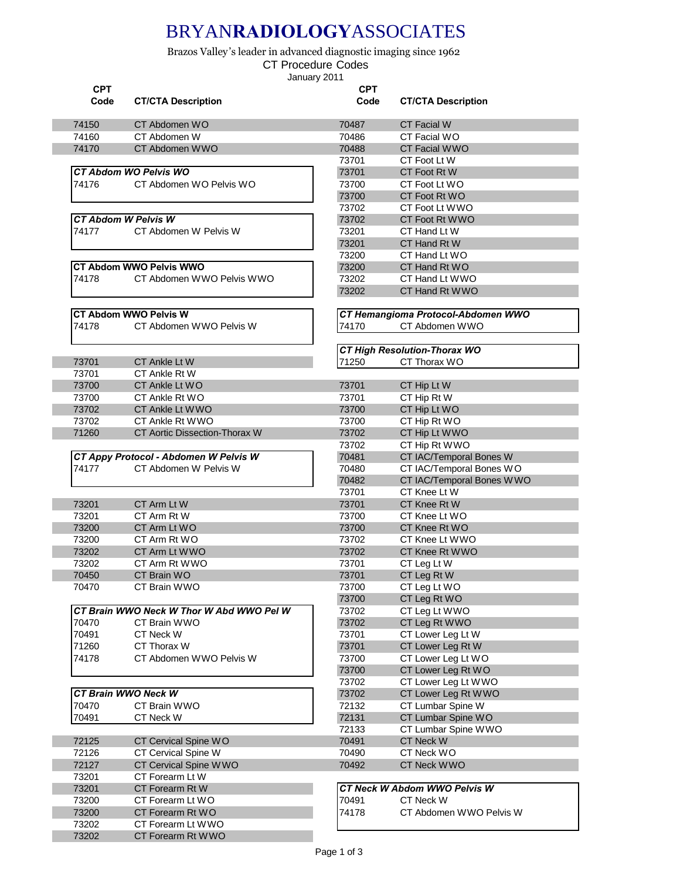# BRYAN**RADIOLOGY**ASSOCIATES

Brazos Valley's leader in advanced diagnostic imaging since 1962

CT Procedure Codes

January 2011

| CPT Code | CT/CTA Description |
|---|---|
| 74150 | CT Abdomen WO |
| 74160 | CT Abdomen W |
| 74170 | CT Abdomen WWO |

***CT Abdom WO Pelvis WO***

| CPT Code | CT/CTA Description |
|---|---|
| 74176 | CT Abdomen WO Pelvis WO |

***CT Abdom W Pelvis W***

| CPT Code | CT/CTA Description |
|---|---|
| 74177 | CT Abdomen W Pelvis W |

**CT Abdom WWO Pelvis WWO**

| CPT Code | CT/CTA Description |
|---|---|
| 74178 | CT Abdomen WWO Pelvis WWO |

**CT Abdom WWO Pelvis W**

| CPT Code | CT/CTA Description |
|---|---|
| 74178 | CT Abdomen WWO Pelvis W |

| CPT Code | CT/CTA Description |
|---|---|
| 73701 | CT Ankle Lt W |
| 73701 | CT Ankle Rt W |
| 73700 | CT Ankle Lt WO |
| 73700 | CT Ankle Rt WO |
| 73702 | CT Ankle Lt WWO |
| 73702 | CT Ankle Rt WWO |
| 71260 | CT Aortic Dissection-Thorax W |

***CT Appy Protocol - Abdomen W Pelvis W***

| CPT Code | CT/CTA Description |
|---|---|
| 74177 | CT Abdomen W Pelvis W |

| CPT Code | CT/CTA Description |
|---|---|
| 73201 | CT Arm Lt W |
| 73201 | CT Arm Rt W |
| 73200 | CT Arm Lt WO |
| 73200 | CT Arm Rt WO |
| 73202 | CT Arm Lt WWO |
| 73202 | CT Arm Rt WWO |
| 70450 | CT Brain WO |
| 70470 | CT Brain WWO |

***CT Brain WWO Neck W Thor W Abd WWO Pel W***

| CPT Code | CT/CTA Description |
|---|---|
| 70470 | CT Brain WWO |
| 70491 | CT Neck W |
| 71260 | CT Thorax W |
| 74178 | CT Abdomen WWO Pelvis W |

***CT Brain WWO Neck W***

| CPT Code | CT/CTA Description |
|---|---|
| 70470 | CT Brain WWO |
| 70491 | CT Neck W |

| CPT Code | CT/CTA Description |
|---|---|
| 72125 | CT Cervical Spine WO |
| 72126 | CT Cervical Spine W |
| 72127 | CT Cervical Spine WWO |
| 73201 | CT Forearm Lt W |
| 73201 | CT Forearm Rt W |
| 73200 | CT Forearm Lt WO |
| 73200 | CT Forearm Rt WO |
| 73202 | CT Forearm Lt WWO |
| 73202 | CT Forearm Rt WWO |

| CPT Code | CT/CTA Description |
|---|---|
| 70487 | CT Facial W |
| 70486 | CT Facial WO |
| 70488 | CT Facial WWO |
| 73701 | CT Foot Lt W |
| 73701 | CT Foot Rt W |
| 73700 | CT Foot Lt WO |
| 73700 | CT Foot Rt WO |
| 73702 | CT Foot Lt WWO |
| 73702 | CT Foot Rt WWO |
| 73201 | CT Hand Lt W |
| 73201 | CT Hand Rt W |
| 73200 | CT Hand Lt WO |
| 73200 | CT Hand Rt WO |
| 73202 | CT Hand Lt WWO |
| 73202 | CT Hand Rt WWO |

***CT Hemangioma Protocol-Abdomen WWO***

| CPT Code | CT/CTA Description |
|---|---|
| 74170 | CT Abdomen WWO |

***CT High Resolution-Thorax WO***

| CPT Code | CT/CTA Description |
|---|---|
| 71250 | CT Thorax WO |

| CPT Code | CT/CTA Description |
|---|---|
| 73701 | CT Hip Lt W |
| 73701 | CT Hip Rt W |
| 73700 | CT Hip Lt WO |
| 73700 | CT Hip Rt WO |
| 73702 | CT Hip Lt WWO |
| 73702 | CT Hip Rt WWO |
| 70481 | CT IAC/Temporal Bones W |
| 70480 | CT IAC/Temporal Bones WO |
| 70482 | CT IAC/Temporal Bones WWO |
| 73701 | CT Knee Lt W |
| 73701 | CT Knee Rt W |
| 73700 | CT Knee Lt WO |
| 73700 | CT Knee Rt WO |
| 73702 | CT Knee Lt WWO |
| 73702 | CT Knee Rt WWO |
| 73701 | CT Leg Lt W |
| 73701 | CT Leg Rt W |
| 73700 | CT Leg Lt WO |
| 73700 | CT Leg Rt WO |
| 73702 | CT Leg Lt WWO |
| 73702 | CT Leg Rt WWO |
| 73701 | CT Lower Leg Lt W |
| 73701 | CT Lower Leg Rt W |
| 73700 | CT Lower Leg Lt WO |
| 73700 | CT Lower Leg Rt WO |
| 73702 | CT Lower Leg Lt WWO |
| 73702 | CT Lower Leg Rt WWO |
| 72132 | CT Lumbar Spine W |
| 72131 | CT Lumbar Spine WO |
| 72133 | CT Lumbar Spine WWO |
| 70491 | CT Neck W |
| 70490 | CT Neck WO |
| 70492 | CT Neck WWO |

***CT Neck W Abdom WWO Pelvis W***

| CPT Code | CT/CTA Description |
|---|---|
| 70491 | CT Neck W |
| 74178 | CT Abdomen WWO Pelvis W |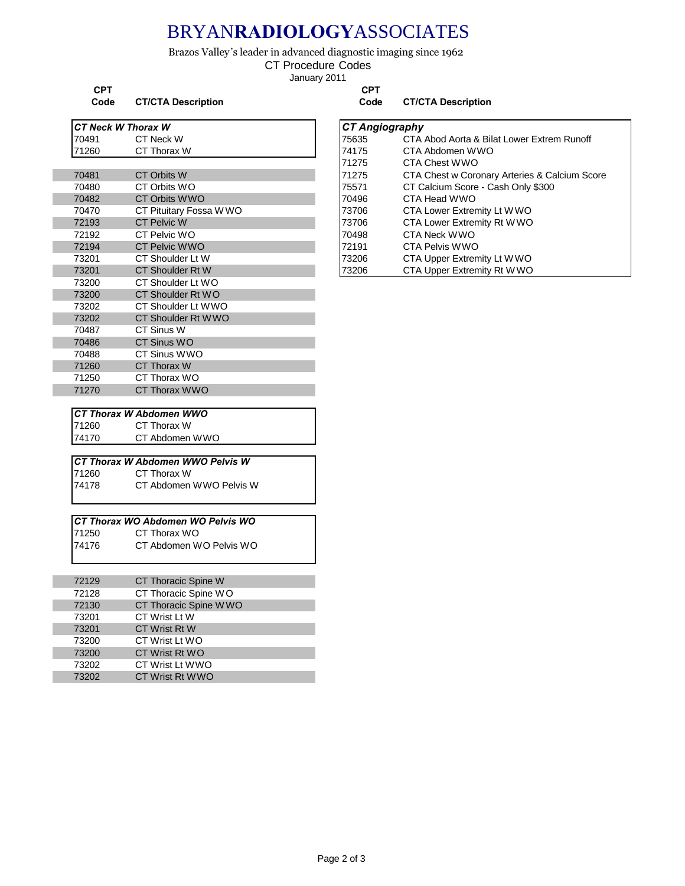# BRYAN**RADIOLOGY**ASSOCIATES

Brazos Valley's leader in advanced diagnostic imaging since 1962

CT Procedure Codes

January 2011

| CPT Code | CT/CTA Description |
|---|---|
| ***CT Neck W Thorax W*** | |
| 70491 | CT Neck W |
| 71260 | CT Thorax W |

| CPT Code | CT/CTA Description |
|---|---|
| 70481 | CT Orbits W |
| 70480 | CT Orbits WO |
| 70482 | CT Orbits WWO |
| 70470 | CT Pituitary Fossa WWO |
| 72193 | CT Pelvic W |
| 72192 | CT Pelvic WO |
| 72194 | CT Pelvic WWO |
| 73201 | CT Shoulder Lt W |
| 73201 | CT Shoulder Rt W |
| 73200 | CT Shoulder Lt WO |
| 73200 | CT Shoulder Rt WO |
| 73202 | CT Shoulder Lt WWO |
| 73202 | CT Shoulder Rt WWO |
| 70487 | CT Sinus W |
| 70486 | CT Sinus WO |
| 70488 | CT Sinus WWO |
| 71260 | CT Thorax W |
| 71250 | CT Thorax WO |
| 71270 | CT Thorax WWO |

| CPT Code | CT/CTA Description |
|---|---|
| ***CT Thorax W Abdomen WWO*** | |
| 71260 | CT Thorax W |
| 74170 | CT Abdomen WWO |

| CPT Code | CT/CTA Description |
|---|---|
| ***CT Thorax W Abdomen WWO Pelvis W*** | |
| 71260 | CT Thorax W |
| 74178 | CT Abdomen WWO Pelvis W |

| CPT Code | CT/CTA Description |
|---|---|
| ***CT Thorax WO Abdomen WO Pelvis WO*** | |
| 71250 | CT Thorax WO |
| 74176 | CT Abdomen WO Pelvis WO |

| CPT Code | CT/CTA Description |
|---|---|
| 72129 | CT Thoracic Spine W |
| 72128 | CT Thoracic Spine WO |
| 72130 | CT Thoracic Spine WWO |
| 73201 | CT Wrist Lt W |
| 73201 | CT Wrist Rt W |
| 73200 | CT Wrist Lt WO |
| 73200 | CT Wrist Rt WO |
| 73202 | CT Wrist Lt WWO |
| 73202 | CT Wrist Rt WWO |

| CPT Code | CT/CTA Description |
|---|---|
| ***CT Angiography*** | |
| 75635 | CTA Abod Aorta & Bilat Lower Extrem Runoff |
| 74175 | CTA Abdomen WWO |
| 71275 | CTA Chest WWO |
| 71275 | CTA Chest w Coronary Arteries & Calcium Score |
| 75571 | CT Calcium Score - Cash Only $300 |
| 70496 | CTA Head WWO |
| 73706 | CTA Lower Extremity Lt WWO |
| 73706 | CTA Lower Extremity Rt WWO |
| 70498 | CTA Neck WWO |
| 72191 | CTA Pelvis WWO |
| 73206 | CTA Upper Extremity Lt WWO |
| 73206 | CTA Upper Extremity Rt WWO |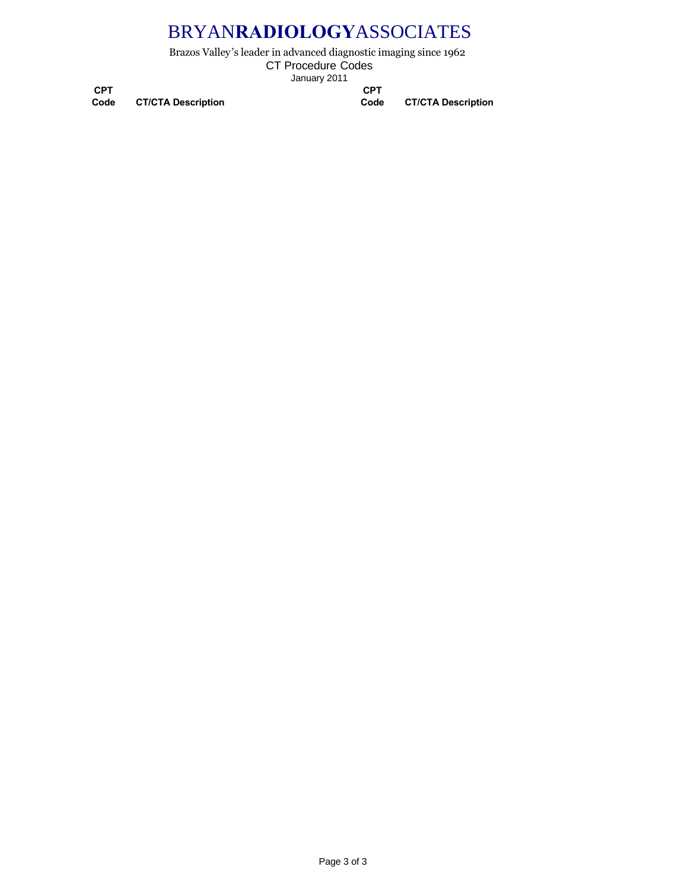# BRYAN**RADIOLOGY**ASSOCIATES

Brazos Valley's leader in advanced diagnostic imaging since 1962

CT Procedure Codes

January 2011

| CPT Code | CT/CTA Description | CPT Code | CT/CTA Description |
|---|---|---|---|